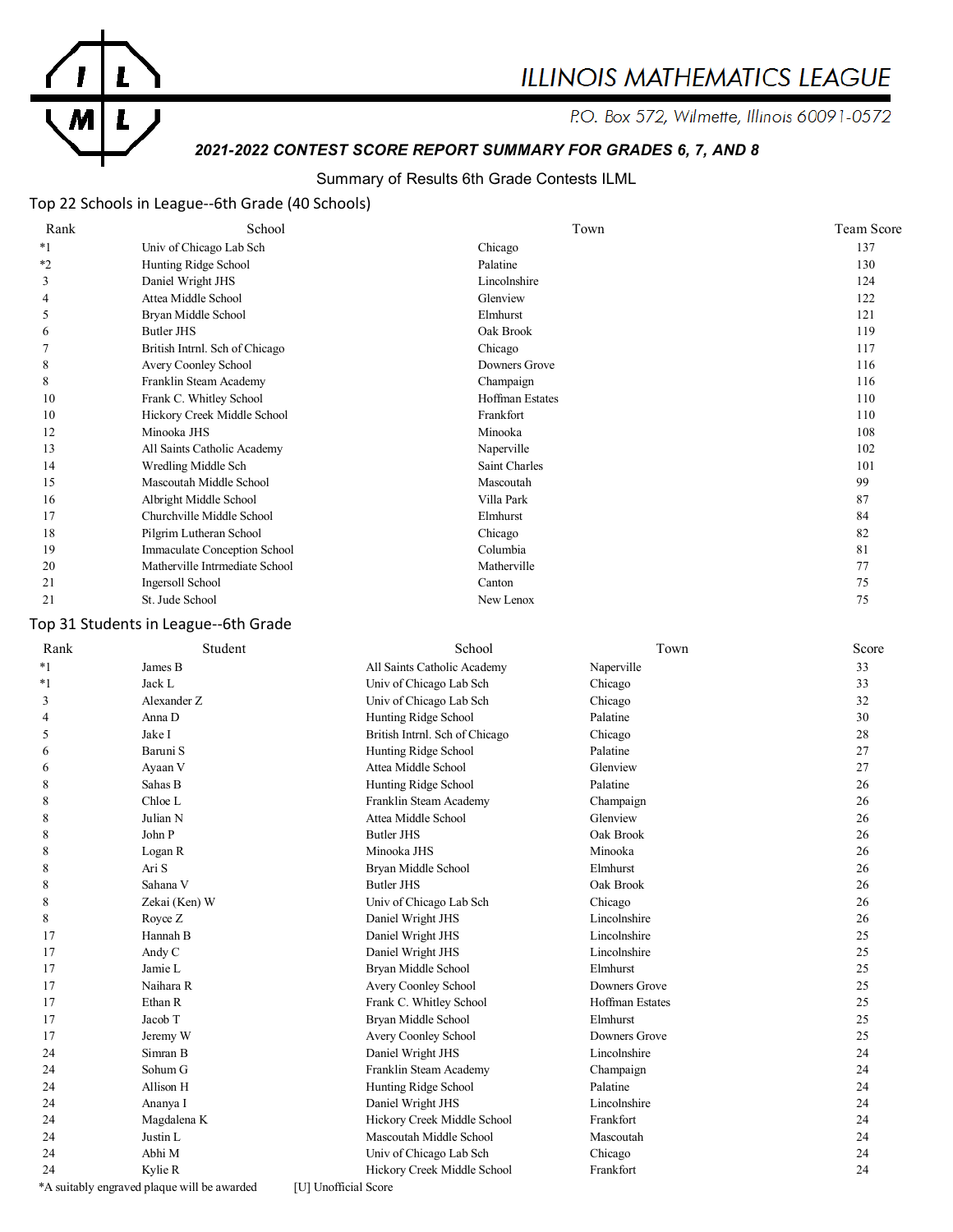# ILLINOIS MATHEMATICS LEAGUE

P.O. Box 572, Wilmette, Illinois 60091-0572

***2021-2022 CONTEST SCORE REPORT SUMMARY FOR GRADES 6, 7, AND 8***

Summary of Results 6th Grade Contests ILML

## Top 22 Schools in League--6th Grade (40 Schools)

| Rank | School | Town | Team Score |
|---|---|---|---|
| *1 | Univ of Chicago Lab Sch | Chicago | 137 |
| *2 | Hunting Ridge School | Palatine | 130 |
| 3 | Daniel Wright JHS | Lincolnshire | 124 |
| 4 | Attea Middle School | Glenview | 122 |
| 5 | Bryan Middle School | Elmhurst | 121 |
| 6 | Butler JHS | Oak Brook | 119 |
| 7 | British Intrnl. Sch of Chicago | Chicago | 117 |
| 8 | Avery Coonley School | Downers Grove | 116 |
| 8 | Franklin Steam Academy | Champaign | 116 |
| 10 | Frank C. Whitley School | Hoffman Estates | 110 |
| 10 | Hickory Creek Middle School | Frankfort | 110 |
| 12 | Minooka JHS | Minooka | 108 |
| 13 | All Saints Catholic Academy | Naperville | 102 |
| 14 | Wredling Middle Sch | Saint Charles | 101 |
| 15 | Mascoutah Middle School | Mascoutah | 99 |
| 16 | Albright Middle School | Villa Park | 87 |
| 17 | Churchville Middle School | Elmhurst | 84 |
| 18 | Pilgrim Lutheran School | Chicago | 82 |
| 19 | Immaculate Conception School | Columbia | 81 |
| 20 | Matherville Intrmediate School | Matherville | 77 |
| 21 | Ingersoll School | Canton | 75 |
| 21 | St. Jude School | New Lenox | 75 |

## Top 31 Students in League--6th Grade

| Rank | Student | School | Town | Score |
|---|---|---|---|---|
| *1 | James B | All Saints Catholic Academy | Naperville | 33 |
| *1 | Jack L | Univ of Chicago Lab Sch | Chicago | 33 |
| 3 | Alexander Z | Univ of Chicago Lab Sch | Chicago | 32 |
| 4 | Anna D | Hunting Ridge School | Palatine | 30 |
| 5 | Jake I | British Intrnl. Sch of Chicago | Chicago | 28 |
| 6 | Baruni S | Hunting Ridge School | Palatine | 27 |
| 6 | Ayaan V | Attea Middle School | Glenview | 27 |
| 8 | Sahas B | Hunting Ridge School | Palatine | 26 |
| 8 | Chloe L | Franklin Steam Academy | Champaign | 26 |
| 8 | Julian N | Attea Middle School | Glenview | 26 |
| 8 | John P | Butler JHS | Oak Brook | 26 |
| 8 | Logan R | Minooka JHS | Minooka | 26 |
| 8 | Ari S | Bryan Middle School | Elmhurst | 26 |
| 8 | Sahana V | Butler JHS | Oak Brook | 26 |
| 8 | Zekai (Ken) W | Univ of Chicago Lab Sch | Chicago | 26 |
| 8 | Royce Z | Daniel Wright JHS | Lincolnshire | 26 |
| 17 | Hannah B | Daniel Wright JHS | Lincolnshire | 25 |
| 17 | Andy C | Daniel Wright JHS | Lincolnshire | 25 |
| 17 | Jamie L | Bryan Middle School | Elmhurst | 25 |
| 17 | Naihara R | Avery Coonley School | Downers Grove | 25 |
| 17 | Ethan R | Frank C. Whitley School | Hoffman Estates | 25 |
| 17 | Jacob T | Bryan Middle School | Elmhurst | 25 |
| 17 | Jeremy W | Avery Coonley School | Downers Grove | 25 |
| 24 | Simran B | Daniel Wright JHS | Lincolnshire | 24 |
| 24 | Sohum G | Franklin Steam Academy | Champaign | 24 |
| 24 | Allison H | Hunting Ridge School | Palatine | 24 |
| 24 | Ananya I | Daniel Wright JHS | Lincolnshire | 24 |
| 24 | Magdalena K | Hickory Creek Middle School | Frankfort | 24 |
| 24 | Justin L | Mascoutah Middle School | Mascoutah | 24 |
| 24 | Abhi M | Univ of Chicago Lab Sch | Chicago | 24 |
| 24 | Kylie R | Hickory Creek Middle School | Frankfort | 24 |

*A suitably engraved plaque will be awarded  [U] Unofficial Score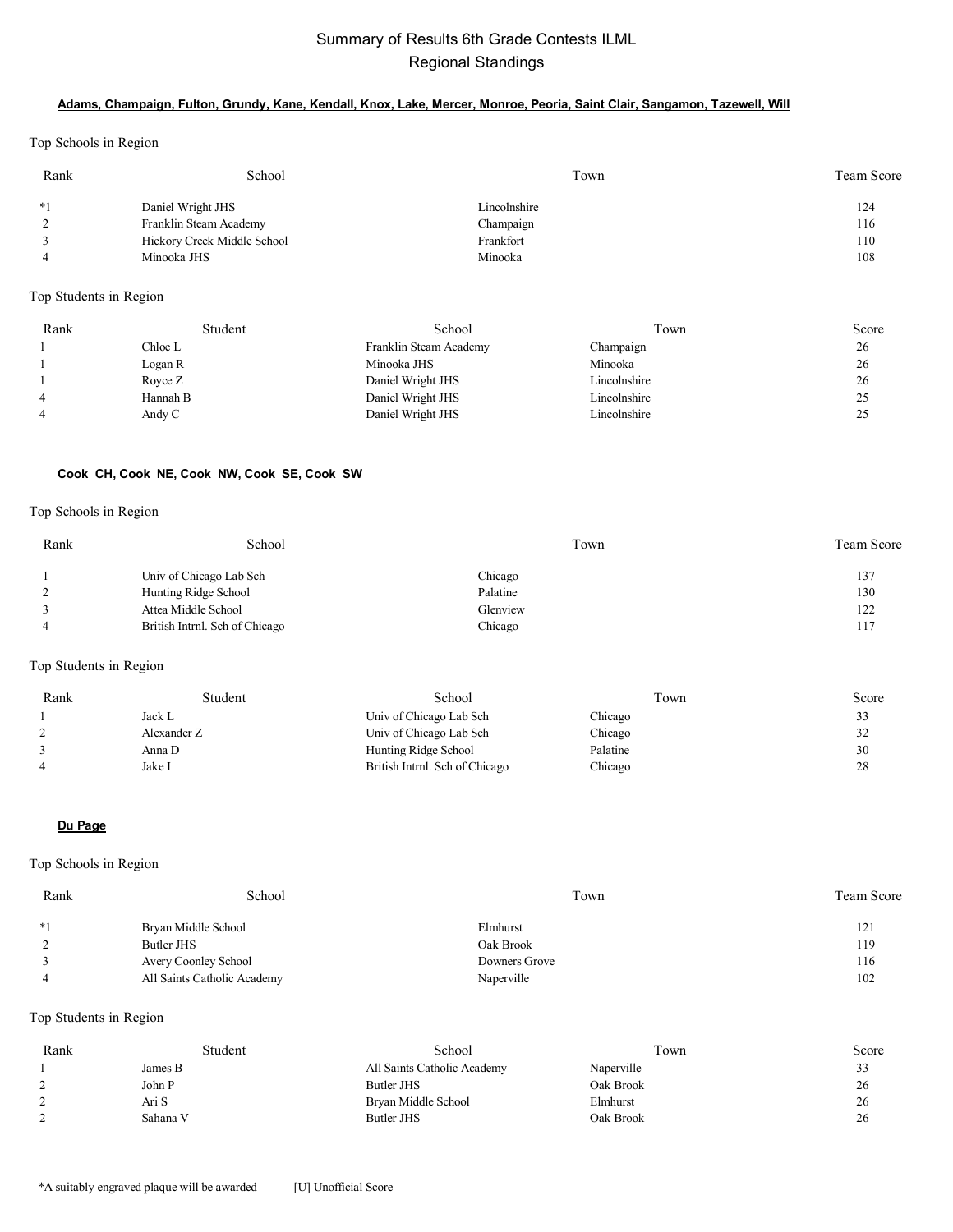# Summary of Results 6th Grade Contests ILML
## Regional Standings

### Adams, Champaign, Fulton, Grundy, Kane, Kendall, Knox, Lake, Mercer, Monroe, Peoria, Saint Clair, Sangamon, Tazewell, Will

Top Schools in Region

| Rank | School | Town | Team Score |
|---|---|---|---|
| *1 | Daniel Wright JHS | Lincolnshire | 124 |
| 2 | Franklin Steam Academy | Champaign | 116 |
| 3 | Hickory Creek Middle School | Frankfort | 110 |
| 4 | Minooka JHS | Minooka | 108 |

Top Students in Region

| Rank | Student | School | Town | Score |
|---|---|---|---|---|
| 1 | Chloe L | Franklin Steam Academy | Champaign | 26 |
| 1 | Logan R | Minooka JHS | Minooka | 26 |
| 1 | Royce Z | Daniel Wright JHS | Lincolnshire | 26 |
| 4 | Hannah B | Daniel Wright JHS | Lincolnshire | 25 |
| 4 | Andy C | Daniel Wright JHS | Lincolnshire | 25 |

### Cook_CH, Cook_NE, Cook_NW, Cook_SE, Cook_SW

Top Schools in Region

| Rank | School | Town | Team Score |
|---|---|---|---|
| 1 | Univ of Chicago Lab Sch | Chicago | 137 |
| 2 | Hunting Ridge School | Palatine | 130 |
| 3 | Attea Middle School | Glenview | 122 |
| 4 | British Intrnl. Sch of Chicago | Chicago | 117 |

Top Students in Region

| Rank | Student | School | Town | Score |
|---|---|---|---|---|
| 1 | Jack L | Univ of Chicago Lab Sch | Chicago | 33 |
| 2 | Alexander Z | Univ of Chicago Lab Sch | Chicago | 32 |
| 3 | Anna D | Hunting Ridge School | Palatine | 30 |
| 4 | Jake I | British Intrnl. Sch of Chicago | Chicago | 28 |

### Du Page

Top Schools in Region

| Rank | School | Town | Team Score |
|---|---|---|---|
| *1 | Bryan Middle School | Elmhurst | 121 |
| 2 | Butler JHS | Oak Brook | 119 |
| 3 | Avery Coonley School | Downers Grove | 116 |
| 4 | All Saints Catholic Academy | Naperville | 102 |

Top Students in Region

| Rank | Student | School | Town | Score |
|---|---|---|---|---|
| 1 | James B | All Saints Catholic Academy | Naperville | 33 |
| 2 | John P | Butler JHS | Oak Brook | 26 |
| 2 | Ari S | Bryan Middle School | Elmhurst | 26 |
| 2 | Sahana V | Butler JHS | Oak Brook | 26 |

*A suitably engraved plaque will be awarded [U] Unofficial Score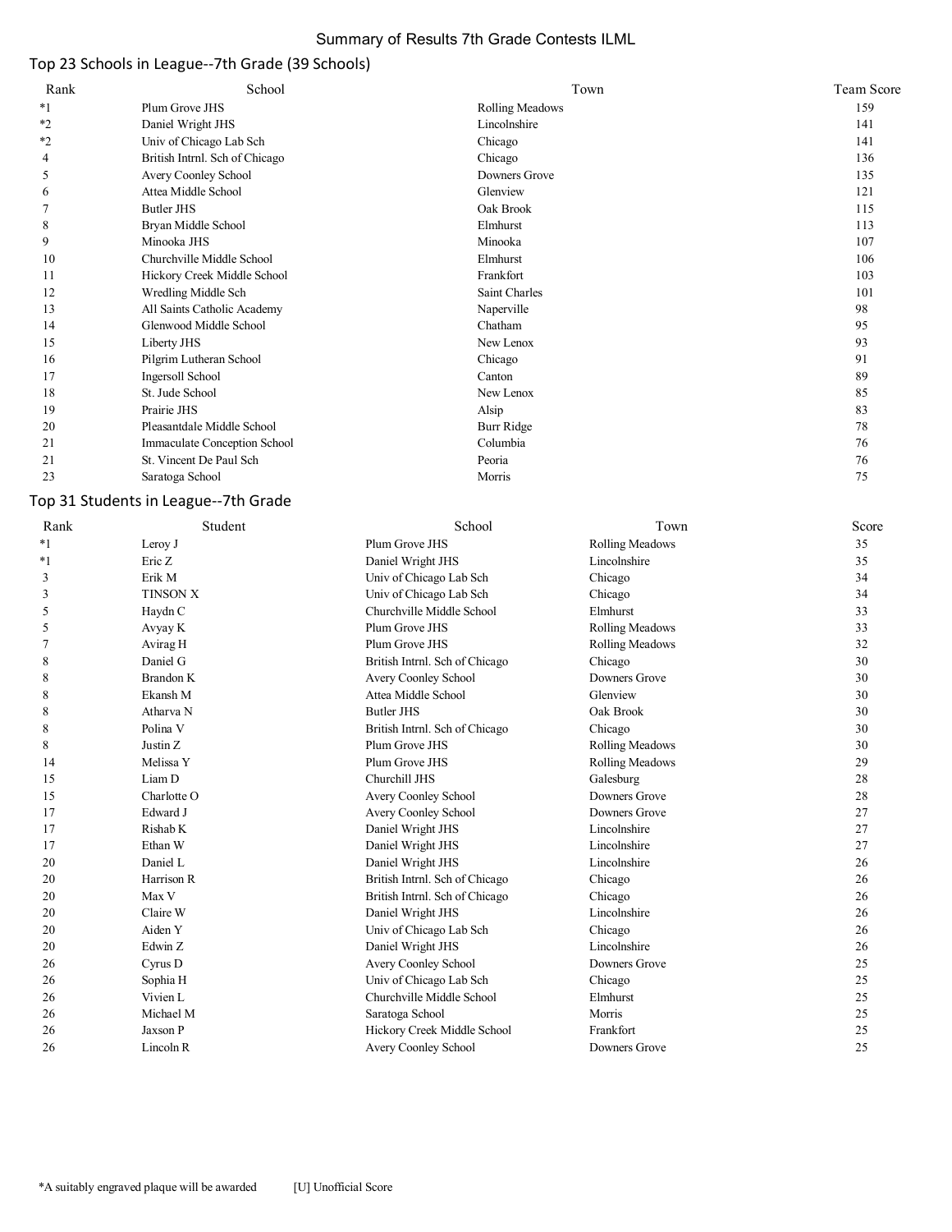# Summary of Results 7th Grade Contests ILML

## Top 23 Schools in League--7th Grade (39 Schools)

| Rank | School | Town | Team Score |
|---|---|---|---|
| *1 | Plum Grove JHS | Rolling Meadows | 159 |
| *2 | Daniel Wright JHS | Lincolnshire | 141 |
| *2 | Univ of Chicago Lab Sch | Chicago | 141 |
| 4 | British Intrnl. Sch of Chicago | Chicago | 136 |
| 5 | Avery Coonley School | Downers Grove | 135 |
| 6 | Attea Middle School | Glenview | 121 |
| 7 | Butler JHS | Oak Brook | 115 |
| 8 | Bryan Middle School | Elmhurst | 113 |
| 9 | Minooka JHS | Minooka | 107 |
| 10 | Churchville Middle School | Elmhurst | 106 |
| 11 | Hickory Creek Middle School | Frankfort | 103 |
| 12 | Wredling Middle Sch | Saint Charles | 101 |
| 13 | All Saints Catholic Academy | Naperville | 98 |
| 14 | Glenwood Middle School | Chatham | 95 |
| 15 | Liberty JHS | New Lenox | 93 |
| 16 | Pilgrim Lutheran School | Chicago | 91 |
| 17 | Ingersoll School | Canton | 89 |
| 18 | St. Jude School | New Lenox | 85 |
| 19 | Prairie JHS | Alsip | 83 |
| 20 | Pleasantdale Middle School | Burr Ridge | 78 |
| 21 | Immaculate Conception School | Columbia | 76 |
| 21 | St. Vincent De Paul Sch | Peoria | 76 |
| 23 | Saratoga School | Morris | 75 |

## Top 31 Students in League--7th Grade

| Rank | Student | School | Town | Score |
|---|---|---|---|---|
| *1 | Leroy J | Plum Grove JHS | Rolling Meadows | 35 |
| *1 | Eric Z | Daniel Wright JHS | Lincolnshire | 35 |
| 3 | Erik M | Univ of Chicago Lab Sch | Chicago | 34 |
| 3 | TINSON X | Univ of Chicago Lab Sch | Chicago | 34 |
| 5 | Haydn C | Churchville Middle School | Elmhurst | 33 |
| 5 | Avyay K | Plum Grove JHS | Rolling Meadows | 33 |
| 7 | Avirag H | Plum Grove JHS | Rolling Meadows | 32 |
| 8 | Daniel G | British Intrnl. Sch of Chicago | Chicago | 30 |
| 8 | Brandon K | Avery Coonley School | Downers Grove | 30 |
| 8 | Ekansh M | Attea Middle School | Glenview | 30 |
| 8 | Atharva N | Butler JHS | Oak Brook | 30 |
| 8 | Polina V | British Intrnl. Sch of Chicago | Chicago | 30 |
| 8 | Justin Z | Plum Grove JHS | Rolling Meadows | 30 |
| 14 | Melissa Y | Plum Grove JHS | Rolling Meadows | 29 |
| 15 | Liam D | Churchill JHS | Galesburg | 28 |
| 15 | Charlotte O | Avery Coonley School | Downers Grove | 28 |
| 17 | Edward J | Avery Coonley School | Downers Grove | 27 |
| 17 | Rishab K | Daniel Wright JHS | Lincolnshire | 27 |
| 17 | Ethan W | Daniel Wright JHS | Lincolnshire | 27 |
| 20 | Daniel L | Daniel Wright JHS | Lincolnshire | 26 |
| 20 | Harrison R | British Intrnl. Sch of Chicago | Chicago | 26 |
| 20 | Max V | British Intrnl. Sch of Chicago | Chicago | 26 |
| 20 | Claire W | Daniel Wright JHS | Lincolnshire | 26 |
| 20 | Aiden Y | Univ of Chicago Lab Sch | Chicago | 26 |
| 20 | Edwin Z | Daniel Wright JHS | Lincolnshire | 26 |
| 26 | Cyrus D | Avery Coonley School | Downers Grove | 25 |
| 26 | Sophia H | Univ of Chicago Lab Sch | Chicago | 25 |
| 26 | Vivien L | Churchville Middle School | Elmhurst | 25 |
| 26 | Michael M | Saratoga School | Morris | 25 |
| 26 | Jaxson P | Hickory Creek Middle School | Frankfort | 25 |
| 26 | Lincoln R | Avery Coonley School | Downers Grove | 25 |

*A suitably engraved plaque will be awarded [U] Unofficial Score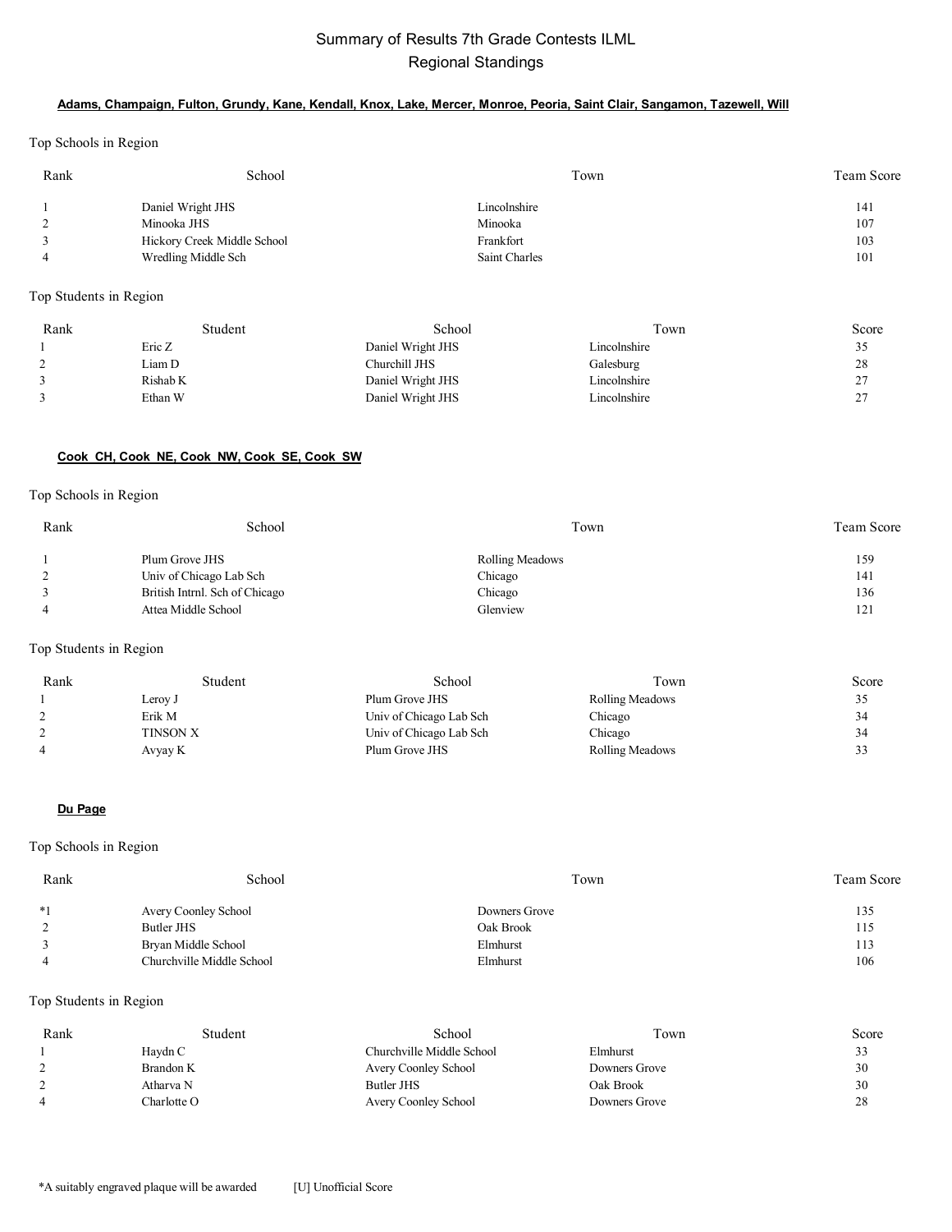# Summary of Results 7th Grade Contests ILML
## Regional Standings

### **Adams, Champaign, Fulton, Grundy, Kane, Kendall, Knox, Lake, Mercer, Monroe, Peoria, Saint Clair, Sangamon, Tazewell, Will**

Top Schools in Region

| Rank | School | Town | Team Score |
|---|---|---|---|
| 1 | Daniel Wright JHS | Lincolnshire | 141 |
| 2 | Minooka JHS | Minooka | 107 |
| 3 | Hickory Creek Middle School | Frankfort | 103 |
| 4 | Wredling Middle Sch | Saint Charles | 101 |

Top Students in Region

| Rank | Student | School | Town | Score |
|---|---|---|---|---|
| 1 | Eric Z | Daniel Wright JHS | Lincolnshire | 35 |
| 2 | Liam D | Churchill JHS | Galesburg | 28 |
| 3 | Rishab K | Daniel Wright JHS | Lincolnshire | 27 |
| 3 | Ethan W | Daniel Wright JHS | Lincolnshire | 27 |

### **Cook CH, Cook NE, Cook NW, Cook SE, Cook SW**

Top Schools in Region

| Rank | School | Town | Team Score |
|---|---|---|---|
| 1 | Plum Grove JHS | Rolling Meadows | 159 |
| 2 | Univ of Chicago Lab Sch | Chicago | 141 |
| 3 | British Intrnl. Sch of Chicago | Chicago | 136 |
| 4 | Attea Middle School | Glenview | 121 |

Top Students in Region

| Rank | Student | School | Town | Score |
|---|---|---|---|---|
| 1 | Leroy J | Plum Grove JHS | Rolling Meadows | 35 |
| 2 | Erik M | Univ of Chicago Lab Sch | Chicago | 34 |
| 2 | TINSON X | Univ of Chicago Lab Sch | Chicago | 34 |
| 4 | Avyay K | Plum Grove JHS | Rolling Meadows | 33 |

### **Du Page**

Top Schools in Region

| Rank | School | Town | Team Score |
|---|---|---|---|
| *1 | Avery Coonley School | Downers Grove | 135 |
| 2 | Butler JHS | Oak Brook | 115 |
| 3 | Bryan Middle School | Elmhurst | 113 |
| 4 | Churchville Middle School | Elmhurst | 106 |

Top Students in Region

| Rank | Student | School | Town | Score |
|---|---|---|---|---|
| 1 | Haydn C | Churchville Middle School | Elmhurst | 33 |
| 2 | Brandon K | Avery Coonley School | Downers Grove | 30 |
| 2 | Atharva N | Butler JHS | Oak Brook | 30 |
| 4 | Charlotte O | Avery Coonley School | Downers Grove | 28 |

*A suitably engraved plaque will be awarded [U] Unofficial Score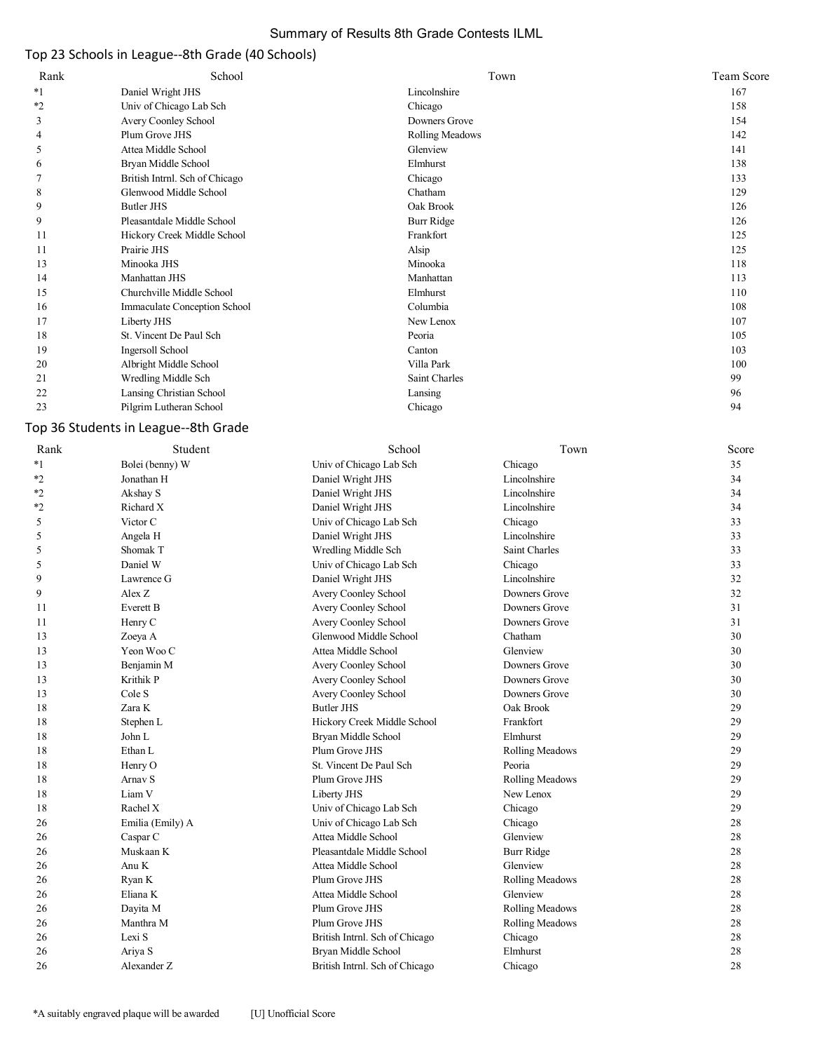# Summary of Results 8th Grade Contests ILML

## Top 23 Schools in League--8th Grade (40 Schools)

| Rank | School | Town | Team Score |
|---|---|---|---|
| *1 | Daniel Wright JHS | Lincolnshire | 167 |
| *2 | Univ of Chicago Lab Sch | Chicago | 158 |
| 3 | Avery Coonley School | Downers Grove | 154 |
| 4 | Plum Grove JHS | Rolling Meadows | 142 |
| 5 | Attea Middle School | Glenview | 141 |
| 6 | Bryan Middle School | Elmhurst | 138 |
| 7 | British Intrnl. Sch of Chicago | Chicago | 133 |
| 8 | Glenwood Middle School | Chatham | 129 |
| 9 | Butler JHS | Oak Brook | 126 |
| 9 | Pleasantdale Middle School | Burr Ridge | 126 |
| 11 | Hickory Creek Middle School | Frankfort | 125 |
| 11 | Prairie JHS | Alsip | 125 |
| 13 | Minooka JHS | Minooka | 118 |
| 14 | Manhattan JHS | Manhattan | 113 |
| 15 | Churchville Middle School | Elmhurst | 110 |
| 16 | Immaculate Conception School | Columbia | 108 |
| 17 | Liberty JHS | New Lenox | 107 |
| 18 | St. Vincent De Paul Sch | Peoria | 105 |
| 19 | Ingersoll School | Canton | 103 |
| 20 | Albright Middle School | Villa Park | 100 |
| 21 | Wredling Middle Sch | Saint Charles | 99 |
| 22 | Lansing Christian School | Lansing | 96 |
| 23 | Pilgrim Lutheran School | Chicago | 94 |

## Top 36 Students in League--8th Grade

| Rank | Student | School | Town | Score |
|---|---|---|---|---|
| *1 | Bolei (benny) W | Univ of Chicago Lab Sch | Chicago | 35 |
| *2 | Jonathan H | Daniel Wright JHS | Lincolnshire | 34 |
| *2 | Akshay S | Daniel Wright JHS | Lincolnshire | 34 |
| *2 | Richard X | Daniel Wright JHS | Lincolnshire | 34 |
| 5 | Victor C | Univ of Chicago Lab Sch | Chicago | 33 |
| 5 | Angela H | Daniel Wright JHS | Lincolnshire | 33 |
| 5 | Shomak T | Wredling Middle Sch | Saint Charles | 33 |
| 5 | Daniel W | Univ of Chicago Lab Sch | Chicago | 33 |
| 9 | Lawrence G | Daniel Wright JHS | Lincolnshire | 32 |
| 9 | Alex Z | Avery Coonley School | Downers Grove | 32 |
| 11 | Everett B | Avery Coonley School | Downers Grove | 31 |
| 11 | Henry C | Avery Coonley School | Downers Grove | 31 |
| 13 | Zoeya A | Glenwood Middle School | Chatham | 30 |
| 13 | Yeon Woo C | Attea Middle School | Glenview | 30 |
| 13 | Benjamin M | Avery Coonley School | Downers Grove | 30 |
| 13 | Krithik P | Avery Coonley School | Downers Grove | 30 |
| 13 | Cole S | Avery Coonley School | Downers Grove | 30 |
| 18 | Zara K | Butler JHS | Oak Brook | 29 |
| 18 | Stephen L | Hickory Creek Middle School | Frankfort | 29 |
| 18 | John L | Bryan Middle School | Elmhurst | 29 |
| 18 | Ethan L | Plum Grove JHS | Rolling Meadows | 29 |
| 18 | Henry O | St. Vincent De Paul Sch | Peoria | 29 |
| 18 | Arnav S | Plum Grove JHS | Rolling Meadows | 29 |
| 18 | Liam V | Liberty JHS | New Lenox | 29 |
| 18 | Rachel X | Univ of Chicago Lab Sch | Chicago | 29 |
| 26 | Emilia (Emily) A | Univ of Chicago Lab Sch | Chicago | 28 |
| 26 | Caspar C | Attea Middle School | Glenview | 28 |
| 26 | Muskaan K | Pleasantdale Middle School | Burr Ridge | 28 |
| 26 | Anu K | Attea Middle School | Glenview | 28 |
| 26 | Ryan K | Plum Grove JHS | Rolling Meadows | 28 |
| 26 | Eliana K | Attea Middle School | Glenview | 28 |
| 26 | Dayita M | Plum Grove JHS | Rolling Meadows | 28 |
| 26 | Manthra M | Plum Grove JHS | Rolling Meadows | 28 |
| 26 | Lexi S | British Intrnl. Sch of Chicago | Chicago | 28 |
| 26 | Ariya S | Bryan Middle School | Elmhurst | 28 |
| 26 | Alexander Z | British Intrnl. Sch of Chicago | Chicago | 28 |

*A suitably engraved plaque will be awarded [U] Unofficial Score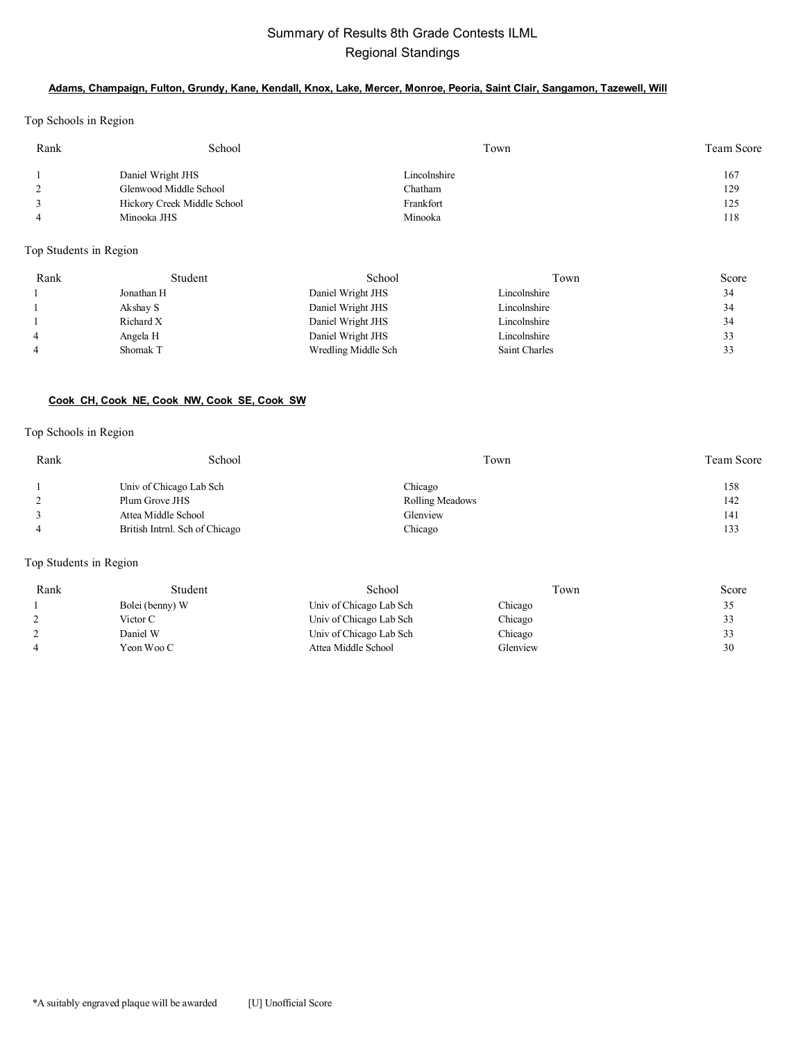# Summary of Results 8th Grade Contests ILML
## Regional Standings

### Adams, Champaign, Fulton, Grundy, Kane, Kendall, Knox, Lake, Mercer, Monroe, Peoria, Saint Clair, Sangamon, Tazewell, Will

Top Schools in Region

| Rank | School | Town | Team Score |
|---|---|---|---|
| 1 | Daniel Wright JHS | Lincolnshire | 167 |
| 2 | Glenwood Middle School | Chatham | 129 |
| 3 | Hickory Creek Middle School | Frankfort | 125 |
| 4 | Minooka JHS | Minooka | 118 |

Top Students in Region

| Rank | Student | School | Town | Score |
|---|---|---|---|---|
| 1 | Jonathan H | Daniel Wright JHS | Lincolnshire | 34 |
| 1 | Akshay S | Daniel Wright JHS | Lincolnshire | 34 |
| 1 | Richard X | Daniel Wright JHS | Lincolnshire | 34 |
| 4 | Angela H | Daniel Wright JHS | Lincolnshire | 33 |
| 4 | Shomak T | Wredling Middle Sch | Saint Charles | 33 |

### Cook_CH, Cook_NE, Cook_NW, Cook_SE, Cook_SW

Top Schools in Region

| Rank | School | Town | Team Score |
|---|---|---|---|
| 1 | Univ of Chicago Lab Sch | Chicago | 158 |
| 2 | Plum Grove JHS | Rolling Meadows | 142 |
| 3 | Attea Middle School | Glenview | 141 |
| 4 | British Intrnl. Sch of Chicago | Chicago | 133 |

Top Students in Region

| Rank | Student | School | Town | Score |
|---|---|---|---|---|
| 1 | Bolei (benny) W | Univ of Chicago Lab Sch | Chicago | 35 |
| 2 | Victor C | Univ of Chicago Lab Sch | Chicago | 33 |
| 2 | Daniel W | Univ of Chicago Lab Sch | Chicago | 33 |
| 4 | Yeon Woo C | Attea Middle School | Glenview | 30 |

*A suitably engraved plaque will be awarded [U] Unofficial Score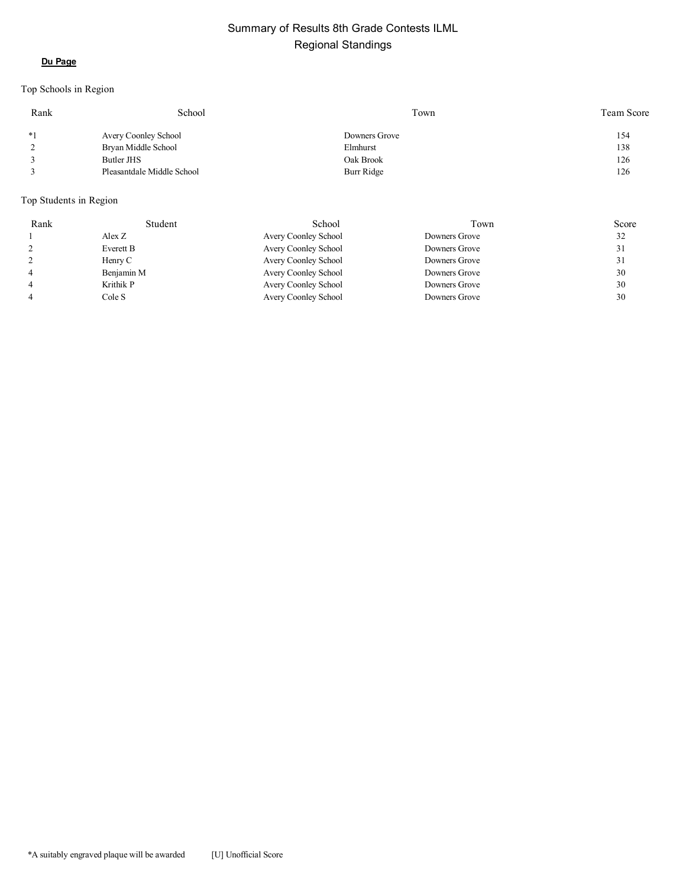# Summary of Results 8th Grade Contests ILML

## Regional Standings

**Du Page**

Top Schools in Region

| Rank | School | Town | Team Score |
|---|---|---|---|
| *1 | Avery Coonley School | Downers Grove | 154 |
| 2 | Bryan Middle School | Elmhurst | 138 |
| 3 | Butler JHS | Oak Brook | 126 |
| 3 | Pleasantdale Middle School | Burr Ridge | 126 |

Top Students in Region

| Rank | Student | School | Town | Score |
|---|---|---|---|---|
| 1 | Alex Z | Avery Coonley School | Downers Grove | 32 |
| 2 | Everett B | Avery Coonley School | Downers Grove | 31 |
| 2 | Henry C | Avery Coonley School | Downers Grove | 31 |
| 4 | Benjamin M | Avery Coonley School | Downers Grove | 30 |
| 4 | Krithik P | Avery Coonley School | Downers Grove | 30 |
| 4 | Cole S | Avery Coonley School | Downers Grove | 30 |

*A suitably engraved plaque will be awarded [U] Unofficial Score